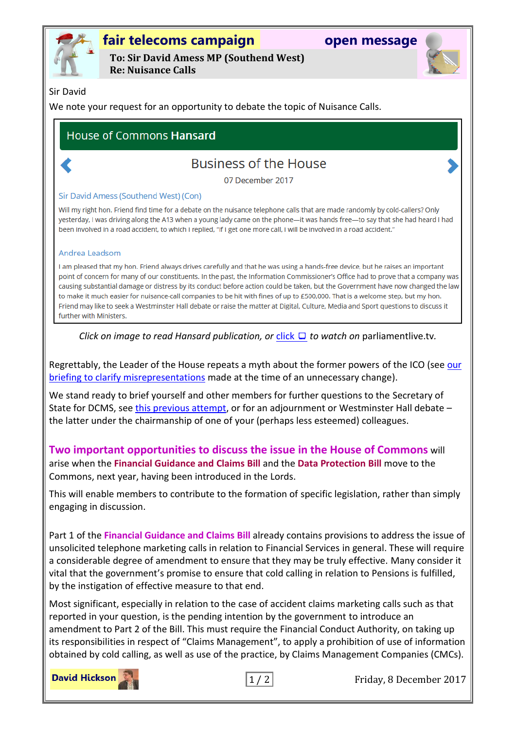# fair telecoms campaign — open message

**To: Sir David Amess MP (Southend West)**
**Re: Nuisance Calls**

Sir David

We note your request for an opportunity to debate the topic of Nuisance Calls.

> **House of Commons Hansard**
>
> ## Business of the House
>
> 07 December 2017
>
> **Sir David Amess (Southend West) (Con)**
>
> Will my right hon. Friend find time for a debate on the nuisance telephone calls that are made randomly by cold-callers? Only yesterday, I was driving along the A13 when a young lady came on the phone—it was hands free—to say that she had heard I had been involved in a road accident, to which I replied, "If I get one more call, I will be involved in a road accident."
>
> **Andrea Leadsom**
>
> I am pleased that my hon. Friend always drives carefully and that he was using a hands-free device, but he raises an important point of concern for many of our constituents. In the past, the Information Commissioner's Office had to prove that a company was causing substantial damage or distress by its conduct before action could be taken, but the Government have now changed the law to make it much easier for nuisance-call companies to be hit with fines of up to £500,000. That is a welcome step, but my hon. Friend may like to seek a Westminster Hall debate or raise the matter at Digital, Culture, Media and Sport questions to discuss it further with Ministers.

*Click on image to read Hansard publication, or* click *to watch on* parliamentlive.tv.

Regrettably, the Leader of the House repeats a myth about the former powers of the ICO (see our briefing to clarify misrepresentations made at the time of an unnecessary change).

We stand ready to brief yourself and other members for further questions to the Secretary of State for DCMS, see this previous attempt, or for an adjournment or Westminster Hall debate – the latter under the chairmanship of one of your (perhaps less esteemed) colleagues.

**Two important opportunities to discuss the issue in the House of Commons** will arise when the **Financial Guidance and Claims Bill** and the **Data Protection Bill** move to the Commons, next year, having been introduced in the Lords.

This will enable members to contribute to the formation of specific legislation, rather than simply engaging in discussion.

Part 1 of the **Financial Guidance and Claims Bill** already contains provisions to address the issue of unsolicited telephone marketing calls in relation to Financial Services in general. These will require a considerable degree of amendment to ensure that they may be truly effective. Many consider it vital that the government's promise to ensure that cold calling in relation to Pensions is fulfilled, by the instigation of effective measure to that end.

Most significant, especially in relation to the case of accident claims marketing calls such as that reported in your question, is the pending intention by the government to introduce an amendment to Part 2 of the Bill. This must require the Financial Conduct Authority, on taking up its responsibilities in respect of "Claims Management", to apply a prohibition of use of information obtained by cold calling, as well as use of the practice, by Claims Management Companies (CMCs).

**David Hickson** — Friday, 8 December 2017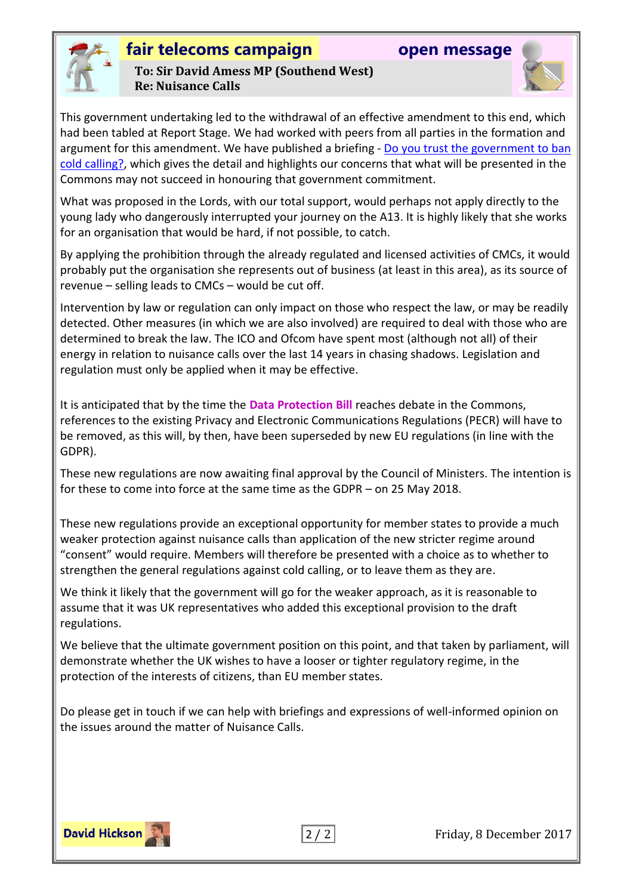This government undertaking led to the withdrawal of an effective amendment to this end, which had been tabled at Report Stage. We had worked with peers from all parties in the formation and argument for this amendment. We have published a briefing - [Do you trust the government to ban cold calling?](), which gives the detail and highlights our concerns that what will be presented in the Commons may not succeed in honouring that government commitment.

What was proposed in the Lords, with our total support, would perhaps not apply directly to the young lady who dangerously interrupted your journey on the A13. It is highly likely that she works for an organisation that would be hard, if not possible, to catch.

By applying the prohibition through the already regulated and licensed activities of CMCs, it would probably put the organisation she represents out of business (at least in this area), as its source of revenue – selling leads to CMCs – would be cut off.

Intervention by law or regulation can only impact on those who respect the law, or may be readily detected. Other measures (in which we are also involved) are required to deal with those who are determined to break the law. The ICO and Ofcom have spent most (although not all) of their energy in relation to nuisance calls over the last 14 years in chasing shadows. Legislation and regulation must only be applied when it may be effective.

It is anticipated that by the time the **Data Protection Bill** reaches debate in the Commons, references to the existing Privacy and Electronic Communications Regulations (PECR) will have to be removed, as this will, by then, have been superseded by new EU regulations (in line with the GDPR).

These new regulations are now awaiting final approval by the Council of Ministers. The intention is for these to come into force at the same time as the GDPR – on 25 May 2018.

These new regulations provide an exceptional opportunity for member states to provide a much weaker protection against nuisance calls than application of the new stricter regime around "consent" would require. Members will therefore be presented with a choice as to whether to strengthen the general regulations against cold calling, or to leave them as they are.

We think it likely that the government will go for the weaker approach, as it is reasonable to assume that it was UK representatives who added this exceptional provision to the draft regulations.

We believe that the ultimate government position on this point, and that taken by parliament, will demonstrate whether the UK wishes to have a looser or tighter regulatory regime, in the protection of the interests of citizens, than EU member states.

Do please get in touch if we can help with briefings and expressions of well-informed opinion on the issues around the matter of Nuisance Calls.

**David Hickson**

Friday, 8 December 2017